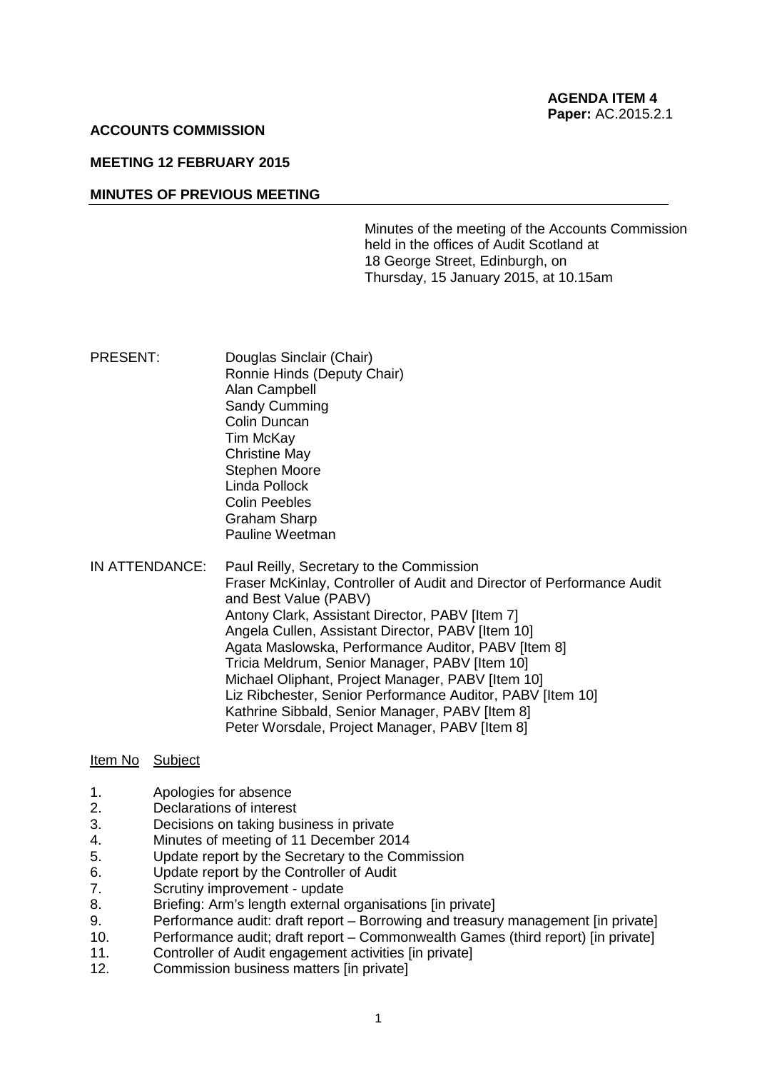**AGENDA ITEM 4**
**Paper:** AC.2015.2.1

**ACCOUNTS COMMISSION**

**MEETING 12 FEBRUARY 2015**

**MINUTES OF PREVIOUS MEETING**

Minutes of the meeting of the Accounts Commission held in the offices of Audit Scotland at 18 George Street, Edinburgh, on Thursday, 15 January 2015, at 10.15am

PRESENT:
Douglas Sinclair (Chair)
Ronnie Hinds (Deputy Chair)
Alan Campbell
Sandy Cumming
Colin Duncan
Tim McKay
Christine May
Stephen Moore
Linda Pollock
Colin Peebles
Graham Sharp
Pauline Weetman

IN ATTENDANCE:
Paul Reilly, Secretary to the Commission
Fraser McKinlay, Controller of Audit and Director of Performance Audit and Best Value (PABV)
Antony Clark, Assistant Director, PABV [Item 7]
Angela Cullen, Assistant Director, PABV [Item 10]
Agata Maslowska, Performance Auditor, PABV [Item 8]
Tricia Meldrum, Senior Manager, PABV [Item 10]
Michael Oliphant, Project Manager, PABV [Item 10]
Liz Ribchester, Senior Performance Auditor, PABV [Item 10]
Kathrine Sibbald, Senior Manager, PABV [Item 8]
Peter Worsdale, Project Manager, PABV [Item 8]

| Item No | Subject |
|---|---|
| 1. | Apologies for absence |
| 2. | Declarations of interest |
| 3. | Decisions on taking business in private |
| 4. | Minutes of meeting of 11 December 2014 |
| 5. | Update report by the Secretary to the Commission |
| 6. | Update report by the Controller of Audit |
| 7. | Scrutiny improvement - update |
| 8. | Briefing: Arm's length external organisations [in private] |
| 9. | Performance audit: draft report – Borrowing and treasury management [in private] |
| 10. | Performance audit; draft report – Commonwealth Games (third report) [in private] |
| 11. | Controller of Audit engagement activities [in private] |
| 12. | Commission business matters [in private] |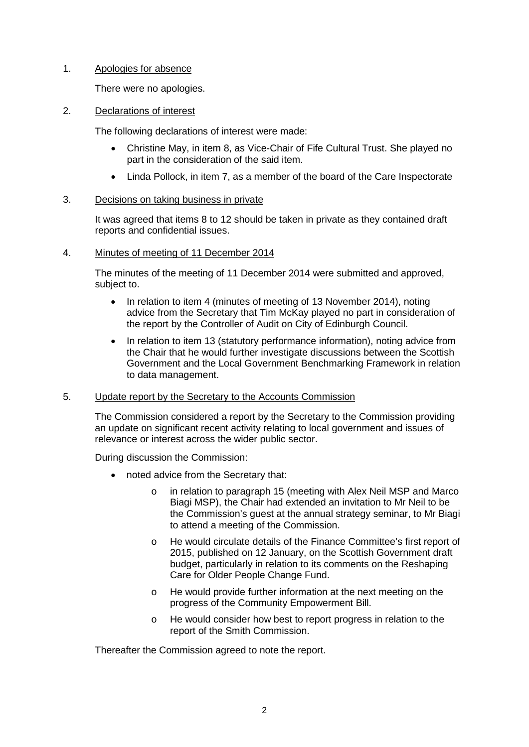1. <u>Apologies for absence</u>

   There were no apologies.

2. <u>Declarations of interest</u>

   The following declarations of interest were made:

   - Christine May, in item 8, as Vice-Chair of Fife Cultural Trust. She played no part in the consideration of the said item.
   - Linda Pollock, in item 7, as a member of the board of the Care Inspectorate

3. <u>Decisions on taking business in private</u>

   It was agreed that items 8 to 12 should be taken in private as they contained draft reports and confidential issues.

4. <u>Minutes of meeting of 11 December 2014</u>

   The minutes of the meeting of 11 December 2014 were submitted and approved, subject to.

   - In relation to item 4 (minutes of meeting of 13 November 2014), noting advice from the Secretary that Tim McKay played no part in consideration of the report by the Controller of Audit on City of Edinburgh Council.
   - In relation to item 13 (statutory performance information), noting advice from the Chair that he would further investigate discussions between the Scottish Government and the Local Government Benchmarking Framework in relation to data management.

5. <u>Update report by the Secretary to the Accounts Commission</u>

   The Commission considered a report by the Secretary to the Commission providing an update on significant recent activity relating to local government and issues of relevance or interest across the wider public sector.

   During discussion the Commission:

   - noted advice from the Secretary that:
     - in relation to paragraph 15 (meeting with Alex Neil MSP and Marco Biagi MSP), the Chair had extended an invitation to Mr Neil to be the Commission's guest at the annual strategy seminar, to Mr Biagi to attend a meeting of the Commission.
     - He would circulate details of the Finance Committee's first report of 2015, published on 12 January, on the Scottish Government draft budget, particularly in relation to its comments on the Reshaping Care for Older People Change Fund.
     - He would provide further information at the next meeting on the progress of the Community Empowerment Bill.
     - He would consider how best to report progress in relation to the report of the Smith Commission.

   Thereafter the Commission agreed to note the report.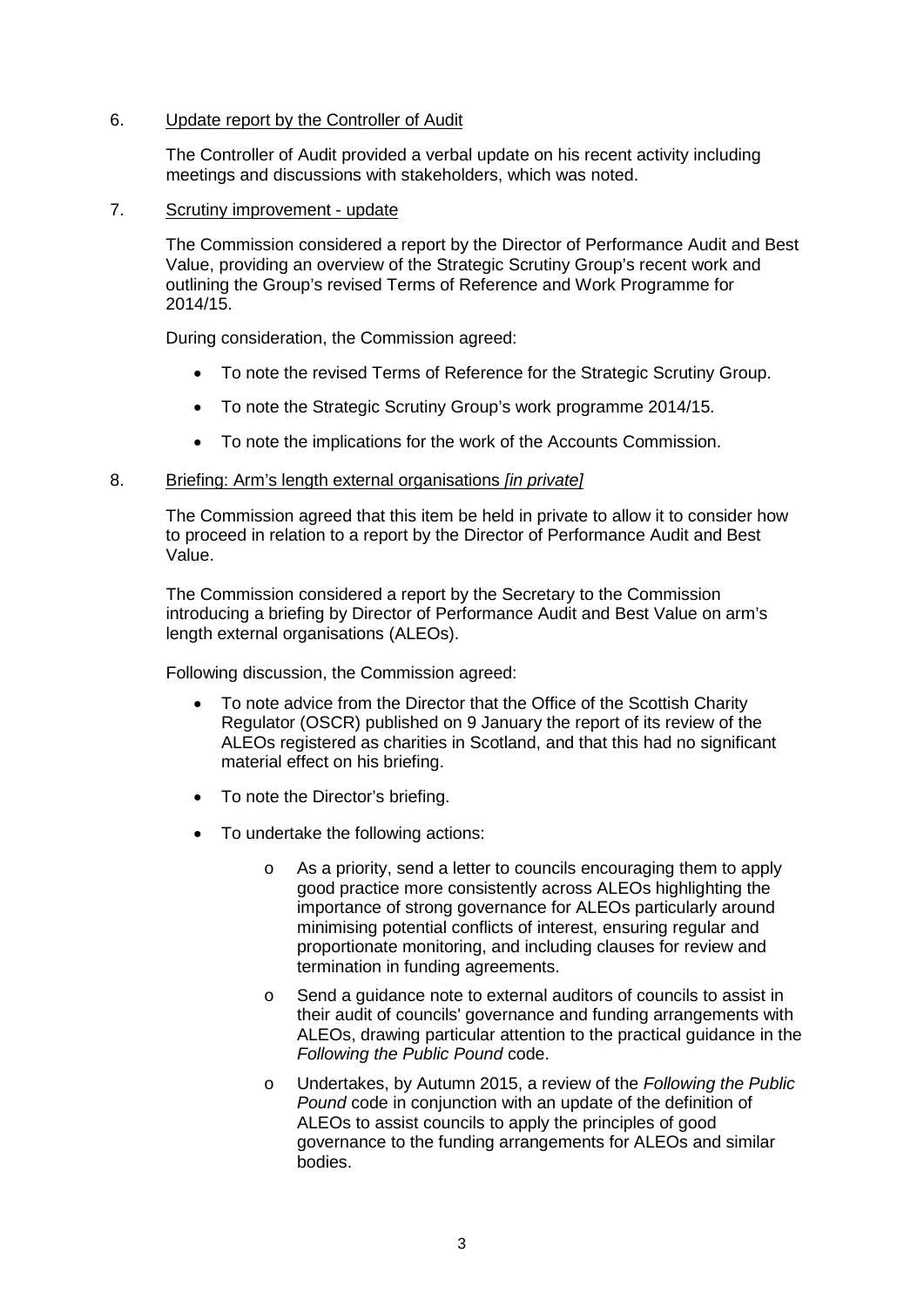6. Update report by the Controller of Audit

The Controller of Audit provided a verbal update on his recent activity including meetings and discussions with stakeholders, which was noted.

7. Scrutiny improvement - update

The Commission considered a report by the Director of Performance Audit and Best Value, providing an overview of the Strategic Scrutiny Group's recent work and outlining the Group's revised Terms of Reference and Work Programme for 2014/15.

During consideration, the Commission agreed:

- To note the revised Terms of Reference for the Strategic Scrutiny Group.
- To note the Strategic Scrutiny Group's work programme 2014/15.
- To note the implications for the work of the Accounts Commission.

8. Briefing: Arm's length external organisations *[in private]*

The Commission agreed that this item be held in private to allow it to consider how to proceed in relation to a report by the Director of Performance Audit and Best Value.

The Commission considered a report by the Secretary to the Commission introducing a briefing by Director of Performance Audit and Best Value on arm's length external organisations (ALEOs).

Following discussion, the Commission agreed:

- To note advice from the Director that the Office of the Scottish Charity Regulator (OSCR) published on 9 January the report of its review of the ALEOs registered as charities in Scotland, and that this had no significant material effect on his briefing.
- To note the Director's briefing.
- To undertake the following actions:
    - As a priority, send a letter to councils encouraging them to apply good practice more consistently across ALEOs highlighting the importance of strong governance for ALEOs particularly around minimising potential conflicts of interest, ensuring regular and proportionate monitoring, and including clauses for review and termination in funding agreements.
    - Send a guidance note to external auditors of councils to assist in their audit of councils' governance and funding arrangements with ALEOs, drawing particular attention to the practical guidance in the *Following the Public Pound* code.
    - Undertakes, by Autumn 2015, a review of the *Following the Public Pound* code in conjunction with an update of the definition of ALEOs to assist councils to apply the principles of good governance to the funding arrangements for ALEOs and similar bodies.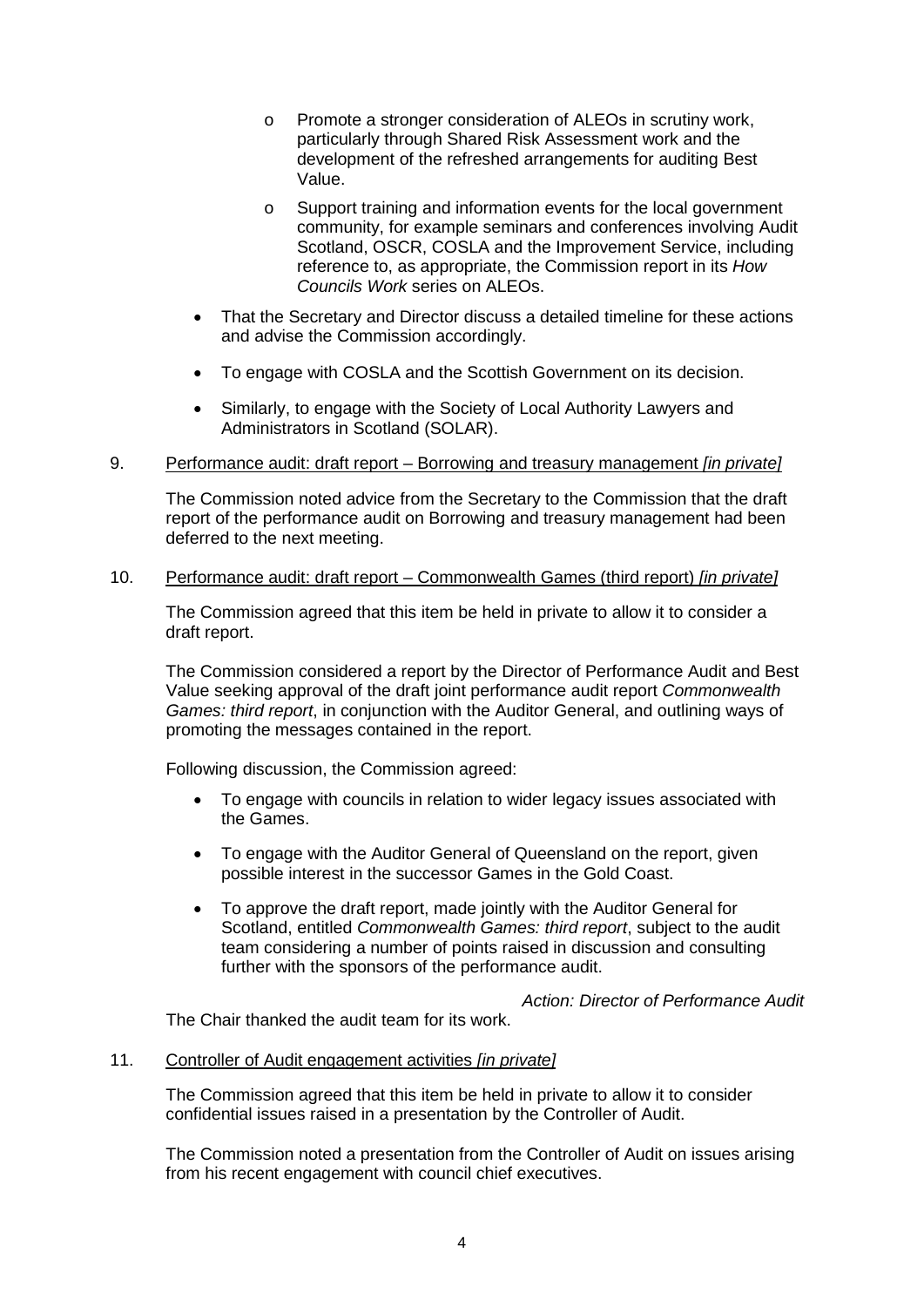- Promote a stronger consideration of ALEOs in scrutiny work, particularly through Shared Risk Assessment work and the development of the refreshed arrangements for auditing Best Value.
- Support training and information events for the local government community, for example seminars and conferences involving Audit Scotland, OSCR, COSLA and the Improvement Service, including reference to, as appropriate, the Commission report in its *How Councils Work* series on ALEOs.

- That the Secretary and Director discuss a detailed timeline for these actions and advise the Commission accordingly.
- To engage with COSLA and the Scottish Government on its decision.
- Similarly, to engage with the Society of Local Authority Lawyers and Administrators in Scotland (SOLAR).

9. <u>Performance audit: draft report – Borrowing and treasury management *[in private]*</u>

The Commission noted advice from the Secretary to the Commission that the draft report of the performance audit on Borrowing and treasury management had been deferred to the next meeting.

10. <u>Performance audit: draft report – Commonwealth Games (third report) *[in private]*</u>

The Commission agreed that this item be held in private to allow it to consider a draft report.

The Commission considered a report by the Director of Performance Audit and Best Value seeking approval of the draft joint performance audit report *Commonwealth Games: third report*, in conjunction with the Auditor General, and outlining ways of promoting the messages contained in the report.

Following discussion, the Commission agreed:

- To engage with councils in relation to wider legacy issues associated with the Games.
- To engage with the Auditor General of Queensland on the report, given possible interest in the successor Games in the Gold Coast.
- To approve the draft report, made jointly with the Auditor General for Scotland, entitled *Commonwealth Games: third report*, subject to the audit team considering a number of points raised in discussion and consulting further with the sponsors of the performance audit.

*Action: Director of Performance Audit*

The Chair thanked the audit team for its work.

11. <u>Controller of Audit engagement activities *[in private]*</u>

The Commission agreed that this item be held in private to allow it to consider confidential issues raised in a presentation by the Controller of Audit.

The Commission noted a presentation from the Controller of Audit on issues arising from his recent engagement with council chief executives.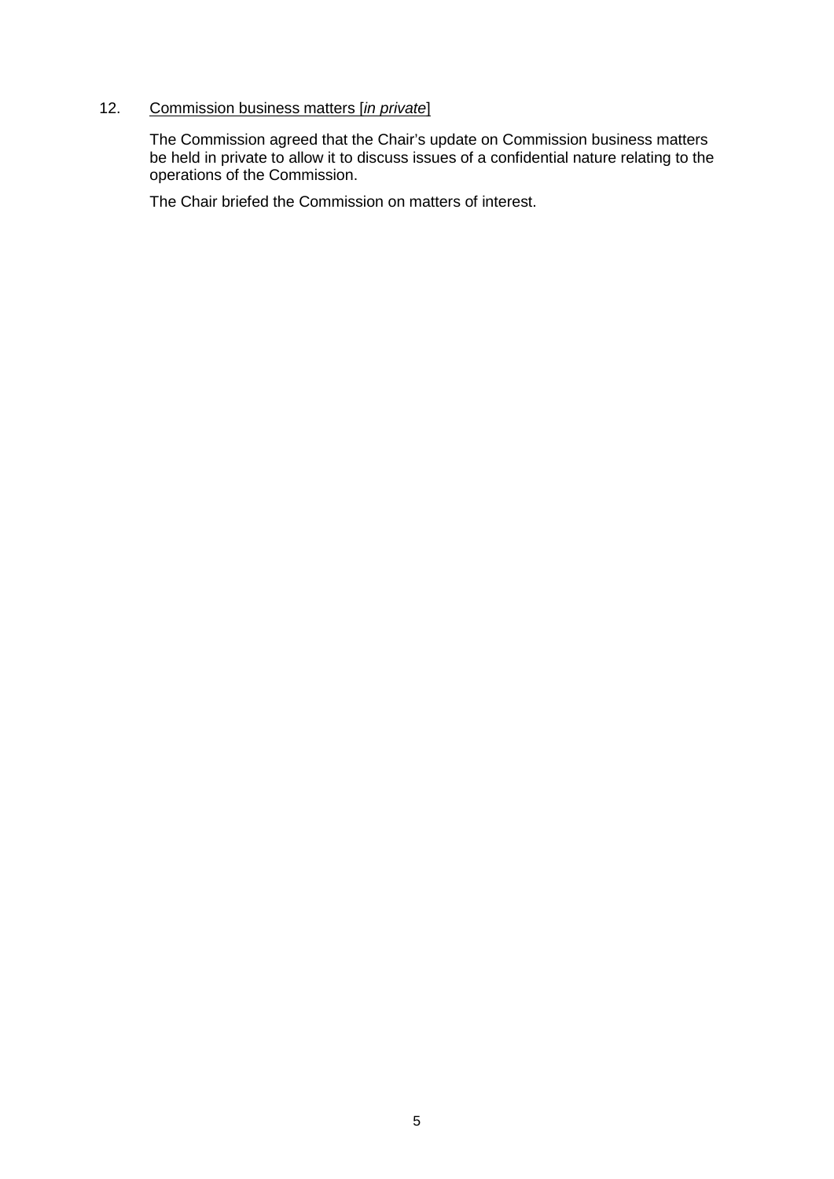12. Commission business matters [*in private*]

The Commission agreed that the Chair's update on Commission business matters be held in private to allow it to discuss issues of a confidential nature relating to the operations of the Commission.

The Chair briefed the Commission on matters of interest.